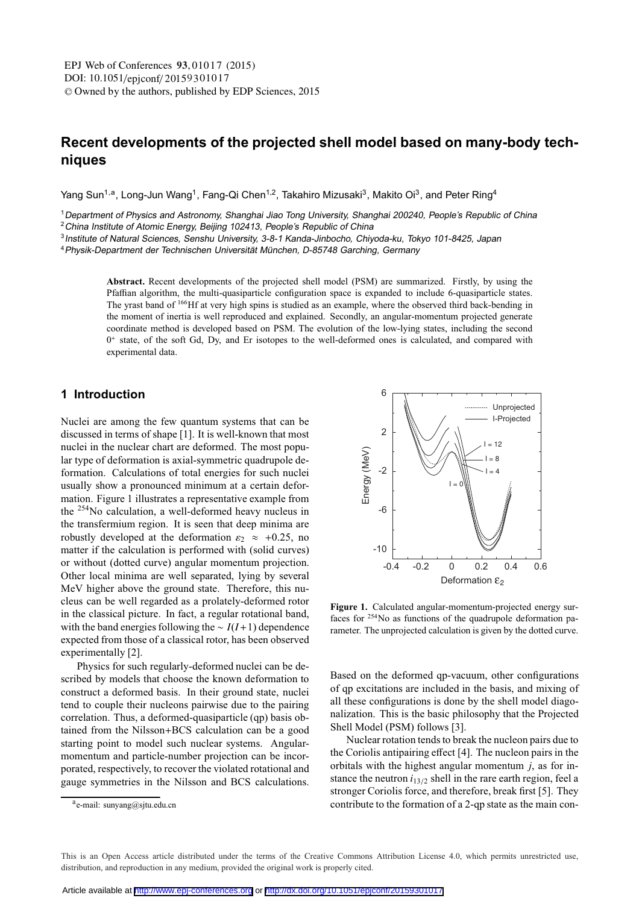# Recent developments of the projected shell model based on many-body techniques

Yang Sun[1,a], Long-Jun Wang[1], Fang-Qi Chen[1,2], Takahiro Mizusaki[3], Makito Oi[3], and Peter Ring[4]

[1] *Department of Physics and Astronomy, Shanghai Jiao Tong University, Shanghai 200240, People's Republic of China*
[2] *China Institute of Atomic Energy, Beijing 102413, People's Republic of China*
[3] *Institute of Natural Sciences, Senshu University, 3-8-1 Kanda-Jinbocho, Chiyoda-ku, Tokyo 101-8425, Japan*
[4] *Physik-Department der Technischen Universität München, D-85748 Garching, Germany*

**Abstract.** Recent developments of the projected shell model (PSM) are summarized. Firstly, by using the Pfaffian algorithm, the multi-quasiparticle configuration space is expanded to include 6-quasiparticle states. The yrast band of $^{166}$Hf at very high spins is studied as an example, where the observed third back-bending in the moment of inertia is well reproduced and explained. Secondly, an angular-momentum projected generate coordinate method is developed based on PSM. The evolution of the low-lying states, including the second $0^+$ state, of the soft Gd, Dy, and Er isotopes to the well-deformed ones is calculated, and compared with experimental data.

## 1 Introduction

Nuclei are among the few quantum systems that can be discussed in terms of shape [1]. It is well-known that most nuclei in the nuclear chart are deformed. The most popular type of deformation is axial-symmetric quadrupole deformation. Calculations of total energies for such nuclei usually show a pronounced minimum at a certain deformation. Figure 1 illustrates a representative example from the $^{254}$No calculation, a well-deformed heavy nucleus in the transfermium region. It is seen that deep minima are robustly developed at the deformation $\varepsilon_2 \approx +0.25$, no matter if the calculation is performed with (solid curves) or without (dotted curve) angular momentum projection. Other local minima are well separated, lying by several MeV higher above the ground state. Therefore, this nucleus can be well regarded as a prolately-deformed rotor in the classical picture. In fact, a regular rotational band, with the band energies following the $\sim I(I+1)$ dependence expected from those of a classical rotor, has been observed experimentally [2].

Physics for such regularly-deformed nuclei can be described by models that choose the known deformation to construct a deformed basis. In their ground state, nuclei tend to couple their nucleons pairwise due to the pairing correlation. Thus, a deformed-quasiparticle (qp) basis obtained from the Nilsson+BCS calculation can be a good starting point to model such nuclear systems. Angular-momentum and particle-number projection can be incorporated, respectively, to recover the violated rotational and gauge symmetries in the Nilsson and BCS calculations.

Figure 1. Calculated angular-momentum-projected energy surfaces for $^{254}$No as functions of the quadrupole deformation parameter. The unprojected calculation is given by the dotted curve.

Based on the deformed qp-vacuum, other configurations of qp excitations are included in the basis, and mixing of all these configurations is done by the shell model diagonalization. This is the basic philosophy that the Projected Shell Model (PSM) follows [3].

Nuclear rotation tends to break the nucleon pairs due to the Coriolis antipairing effect [4]. The nucleon pairs in the orbitals with the highest angular momentum $j$, as for instance the neutron $i_{13/2}$ shell in the rare earth region, feel a stronger Coriolis force, and therefore, break first [5]. They contribute to the formation of a 2-qp state as the main con-

[a] e-mail: sunyang@sjtu.edu.cn

This is an Open Access article distributed under the terms of the Creative Commons Attribution License 4.0, which permits unrestricted use, distribution, and reproduction in any medium, provided the original work is properly cited.

Article available at http://www.epj-conferences.org or http://dx.doi.org/10.1051/epjconf/20159301017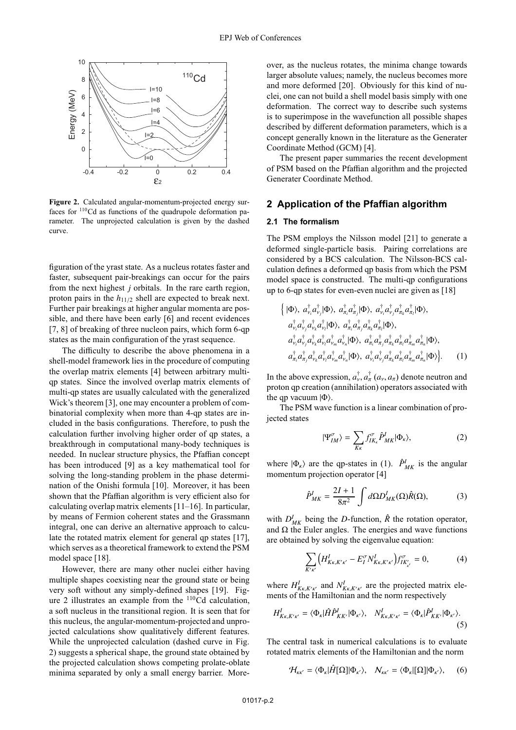**Figure 2.** Calculated angular-momentum-projected energy surfaces for $^{110}$Cd as functions of the quadrupole deformation parameter. The unprojected calculation is given by the dashed curve.

figuration of the yrast state. As a nucleus rotates faster and faster, subsequent pair-breakings can occur for the pairs from the next highest $j$ orbitals. In the rare earth region, proton pairs in the $h_{11/2}$ shell are expected to break next. Further pair breakings at higher angular momenta are possible, and there have been early [6] and recent evidences [7, 8] of breaking of three nucleon pairs, which form 6-qp states as the main configuration of the yrast sequence.

The difficulty to describe the above phenomena in a shell-model framework lies in the procedure of computing the overlap matrix elements [4] between arbitrary multi-qp states. Since the involved overlap matrix elements of multi-qp states are usually calculated with the generalized Wick's theorem [3], one may encounter a problem of combinatorial complexity when more than 4-qp states are included in the basis configurations. Therefore, to push the calculation further involving higher order of qp states, a breakthrough in computational many-body techniques is needed. In nuclear structure physics, the Pfaffian concept has been introduced [9] as a key mathematical tool for solving the long-standing problem in the phase determination of the Onishi formula [10]. Moreover, it has been shown that the Pfaffian algorithm is very efficient also for calculating overlap matrix elements [11–16]. In particular, by means of Fermion coherent states and the Grassmann integral, one can derive an alternative approach to calculate the rotated matrix element for general qp states [17], which serves as a theoretical framework to extend the PSM model space [18].

However, there are many other nuclei either having multiple shapes coexisting near the ground state or being very soft without any simply-defined shapes [19]. Figure 2 illustrates an example from the $^{110}$Cd calculation, a soft nucleus in the transitional region. It is seen that for this nucleus, the angular-momentum-projected and unprojected calculations show qualitatively different features. While the unprojected calculation (dashed curve in Fig. 2) suggests a spherical shape, the ground state obtained by the projected calculation shows competing prolate-oblate minima separated by only a small energy barrier. Moreover, as the nucleus rotates, the minima change towards larger absolute values; namely, the nucleus becomes more and more deformed [20]. Obviously for this kind of nuclei, one can not build a shell model basis simply with one deformation. The correct way to describe such systems is to superimpose in the wavefunction all possible shapes described by different deformation parameters, which is a concept generally known in the literature as the Generator Coordinate Method (GCM) [4].

The present paper summaries the recent development of PSM based on the Pfaffian algorithm and the projected Generater Coordinate Method.

## 2 Application of the Pfaffian algorithm

### 2.1 The formalism

The PSM employs the Nilsson model [21] to generate a deformed single-particle basis. Pairing correlations are considered by a BCS calculation. The Nilsson-BCS calculation defines a deformed qp basis from which the PSM model space is constructed. The multi-qp configurations up to 6-qp states for even-even nuclei are given as [18]

$$
\begin{aligned}
\Big\{ & |\Phi\rangle,\ a^\dagger_{\nu_i}a^\dagger_{\nu_j}|\Phi\rangle,\ a^\dagger_{\pi_i}a^\dagger_{\pi_j}|\Phi\rangle,\ a^\dagger_{\nu_i}a^\dagger_{\nu_j}a^\dagger_{\pi_k}a^\dagger_{\pi_l}|\Phi\rangle,\\
& a^\dagger_{\nu_i}a^\dagger_{\nu_j}a^\dagger_{\nu_k}a^\dagger_{\nu_l}|\Phi\rangle,\ a^\dagger_{\pi_i}a^\dagger_{\pi_j}a^\dagger_{\pi_k}a^\dagger_{\pi_l}|\Phi\rangle,\\
& a^\dagger_{\nu_i}a^\dagger_{\nu_j}a^\dagger_{\nu_k}a^\dagger_{\nu_l}a^\dagger_{\nu_m}a^\dagger_{\nu_n}|\Phi\rangle,\ a^\dagger_{\pi_i}a^\dagger_{\pi_j}a^\dagger_{\pi_k}a^\dagger_{\pi_l}a^\dagger_{\pi_m}a^\dagger_{\pi_n}|\Phi\rangle,\\
& a^\dagger_{\pi_i}a^\dagger_{\pi_j}a^\dagger_{\nu_k}a^\dagger_{\nu_l}a^\dagger_{\nu_m}a^\dagger_{\nu_n}|\Phi\rangle,\ a^\dagger_{\nu_i}a^\dagger_{\nu_j}a^\dagger_{\pi_k}a^\dagger_{\pi_l}a^\dagger_{\pi_m}a^\dagger_{\pi_n}|\Phi\rangle\Big\}. \qquad (1)
\end{aligned}
$$

In the above expression, $a^\dagger_\nu, a^\dagger_\pi$ $(a_\nu, a_\pi)$ denote neutron and proton qp creation (annihilation) operators associated with the qp vacuum $|\Phi\rangle$.

The PSM wave function is a linear combination of projected states

$$
|\Psi^\sigma_{IM}\rangle = \sum_{K\kappa} f^\sigma_{IK_\kappa}\hat{P}^I_{MK}|\Phi_\kappa\rangle, \qquad (2)
$$

where $|\Phi_\kappa\rangle$ are the qp-states in (1). $\hat{P}^I_{MK}$ is the angular momentum projection operator [4]

$$
\hat{P}^I_{MK} = \frac{2I+1}{8\pi^2}\int d\Omega D^I_{MK}(\Omega)\hat{R}(\Omega), \qquad (3)
$$

with $D^I_{MK}$ being the $D$-function, $\hat{R}$ the rotation operator, and $\Omega$ the Euler angles. The energies and wave functions are obtained by solving the eigenvalue equation:

$$
\sum_{K'\kappa'}\left(H^I_{K\kappa,K'\kappa'} - E^\sigma_I N^I_{K\kappa,K'\kappa'}\right)f^\sigma_{IK'_{\kappa'}} = 0, \qquad (4)
$$

where $H^I_{K\kappa,K'\kappa'}$ and $N^I_{K\kappa,K'\kappa'}$ are the projected matrix elements of the Hamiltonian and the norm respectively

$$
H^I_{K\kappa,K'\kappa'} = \langle\Phi_\kappa|\hat{H}\hat{P}^I_{KK'}|\Phi_{\kappa'}\rangle, \quad N^I_{K\kappa,K'\kappa'} = \langle\Phi_\kappa|\hat{P}^I_{KK'}|\Phi_{\kappa'}\rangle. \qquad (5)
$$

The central task in numerical calculations is to evaluate rotated matrix elements of the Hamiltonian and the norm

$$
\mathcal{H}_{\kappa\kappa'} = \langle\Phi_\kappa|\hat{H}[\Omega]|\Phi_{\kappa'}\rangle, \quad \mathcal{N}_{\kappa\kappa'} = \langle\Phi_\kappa|[\Omega]|\Phi_{\kappa'}\rangle, \qquad (6)
$$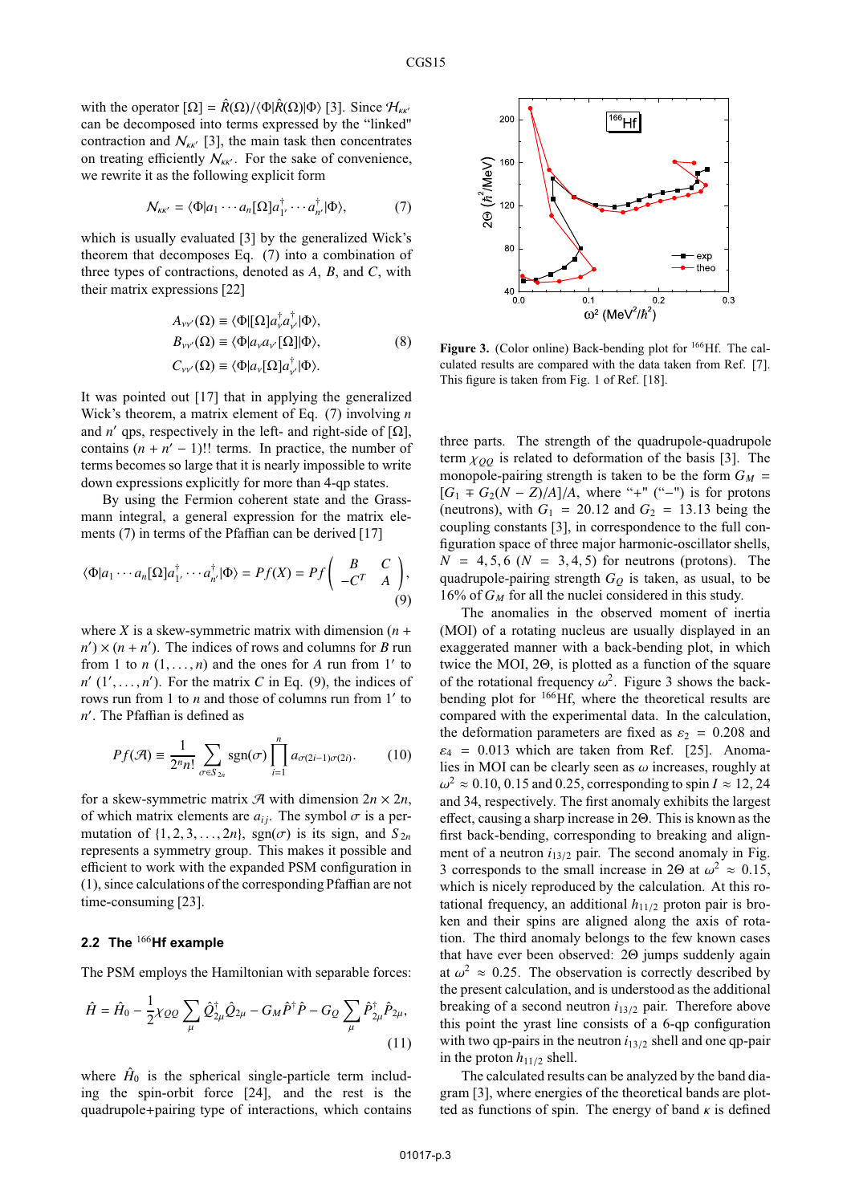with the operator $[\Omega] = \hat{R}(\Omega)/\langle\Phi|\hat{R}(\Omega)|\Phi\rangle$ [3]. Since $\mathcal{H}_{\kappa\kappa'}$ can be decomposed into terms expressed by the "linked" contraction and $\mathcal{N}_{\kappa\kappa'}$ [3], the main task then concentrates on treating efficiently $\mathcal{N}_{\kappa\kappa'}$. For the sake of convenience, we rewrite it as the following explicit form

$$\mathcal{N}_{\kappa\kappa'} = \langle\Phi|a_1\cdots a_n[\Omega]a^\dagger_{1'}\cdots a^\dagger_{n'}|\Phi\rangle, \tag{7}$$

which is usually evaluated [3] by the generalized Wick's theorem that decomposes Eq. (7) into a combination of three types of contractions, denoted as $A$, $B$, and $C$, with their matrix expressions [22]

$$\begin{aligned}
A_{\nu\nu'}(\Omega) &\equiv \langle\Phi|[\Omega]a^\dagger_\nu a^\dagger_{\nu'}|\Phi\rangle,\\
B_{\nu\nu'}(\Omega) &\equiv \langle\Phi|a_\nu a_{\nu'}[\Omega]|\Phi\rangle,\\
C_{\nu\nu'}(\Omega) &\equiv \langle\Phi|a_\nu[\Omega]a^\dagger_{\nu'}|\Phi\rangle.
\end{aligned} \tag{8}$$

It was pointed out [17] that in applying the generalized Wick's theorem, a matrix element of Eq. (7) involving $n$ and $n'$ qps, respectively in the left- and right-side of $[\Omega]$, contains $(n+n'-1)!!$ terms. In practice, the number of terms becomes so large that it is nearly impossible to write down expressions explicitly for more than 4-qp states.

By using the Fermion coherent state and the Grassmann integral, a general expression for the matrix elements (7) in terms of the Pfaffian can be derived [17]

$$\langle\Phi|a_1\cdots a_n[\Omega]a^\dagger_{1'}\cdots a^\dagger_{n'}|\Phi\rangle = Pf(X) = Pf\begin{pmatrix} B & C \\ -C^T & A \end{pmatrix}, \tag{9}$$

where $X$ is a skew-symmetric matrix with dimension $(n+n')\times(n+n')$. The indices of rows and columns for $B$ run from 1 to $n$ $(1,\ldots,n)$ and the ones for $A$ run from $1'$ to $n'$ $(1',\ldots,n')$. For the matrix $C$ in Eq. (9), the indices of rows run from 1 to $n$ and those of columns run from $1'$ to $n'$. The Pfaffian is defined as

$$Pf(\mathcal{A}) \equiv \frac{1}{2^n n!}\sum_{\sigma\in S_{2n}} \mathrm{sgn}(\sigma)\prod_{i=1}^{n} a_{\sigma(2i-1)\sigma(2i)}. \tag{10}$$

for a skew-symmetric matrix $\mathcal{A}$ with dimension $2n\times 2n$, of which matrix elements are $a_{ij}$. The symbol $\sigma$ is a permutation of $\{1,2,3,\ldots,2n\}$, $\mathrm{sgn}(\sigma)$ is its sign, and $S_{2n}$ represents a symmetry group. This makes it possible and efficient to work with the expanded PSM configuration in (1), since calculations of the corresponding Pfaffian are not time-consuming [23].

### 2.2 The $^{166}$Hf example

The PSM employs the Hamiltonian with separable forces:

$$\hat{H} = \hat{H}_0 - \frac{1}{2}\chi_{QQ}\sum_\mu \hat{Q}^\dagger_{2\mu}\hat{Q}_{2\mu} - G_M\hat{P}^\dagger\hat{P} - G_Q\sum_\mu \hat{P}^\dagger_{2\mu}\hat{P}_{2\mu}, \tag{11}$$

where $\hat{H}_0$ is the spherical single-particle term including the spin-orbit force [24], and the rest is the quadrupole+pairing type of interactions, which contains three parts. The strength of the quadrupole-quadrupole term $\chi_{QQ}$ is related to deformation of the basis [3]. The monopole-pairing strength is taken to be the form $G_M = [G_1 \mp G_2(N-Z)/A]/A$, where "+" ("−") is for protons (neutrons), with $G_1 = 20.12$ and $G_2 = 13.13$ being the coupling constants [3], in correspondence to the full configuration space of three major harmonic-oscillator shells, $N = 4,5,6$ ($N = 3,4,5$) for neutrons (protons). The quadrupole-pairing strength $G_Q$ is taken, as usual, to be 16% of $G_M$ for all the nuclei considered in this study.

**Figure 3.** (Color online) Back-bending plot for $^{166}$Hf. The calculated results are compared with the data taken from Ref. [7]. This figure is taken from Fig. 1 of Ref. [18].

The anomalies in the observed moment of inertia (MOI) of a rotating nucleus are usually displayed in an exaggerated manner with a back-bending plot, in which twice the MOI, $2\Theta$, is plotted as a function of the square of the rotational frequency $\omega^2$. Figure 3 shows the back-bending plot for $^{166}$Hf, where the theoretical results are compared with the experimental data. In the calculation, the deformation parameters are fixed as $\varepsilon_2 = 0.208$ and $\varepsilon_4 = 0.013$ which are taken from Ref. [25]. Anomalies in MOI can be clearly seen as $\omega$ increases, roughly at $\omega^2 \approx 0.10$, 0.15 and 0.25, corresponding to spin $I \approx 12$, 24 and 34, respectively. The first anomaly exhibits the largest effect, causing a sharp increase in $2\Theta$. This is known as the first back-bending, corresponding to breaking and alignment of a neutron $i_{13/2}$ pair. The second anomaly in Fig. 3 corresponds to the small increase in $2\Theta$ at $\omega^2 \approx 0.15$, which is nicely reproduced by the calculation. At this rotational frequency, an additional $h_{11/2}$ proton pair is broken and their spins are aligned along the axis of rotation. The third anomaly belongs to the few known cases that have ever been observed: $2\Theta$ jumps suddenly again at $\omega^2 \approx 0.25$. The observation is correctly described by the present calculation, and is understood as the additional breaking of a second neutron $i_{13/2}$ pair. Therefore above this point the yrast line consists of a 6-qp configuration with two qp-pairs in the neutron $i_{13/2}$ shell and one qp-pair in the proton $h_{11/2}$ shell.

The calculated results can be analyzed by the band diagram [3], where energies of the theoretical bands are plotted as functions of spin. The energy of band $\kappa$ is defined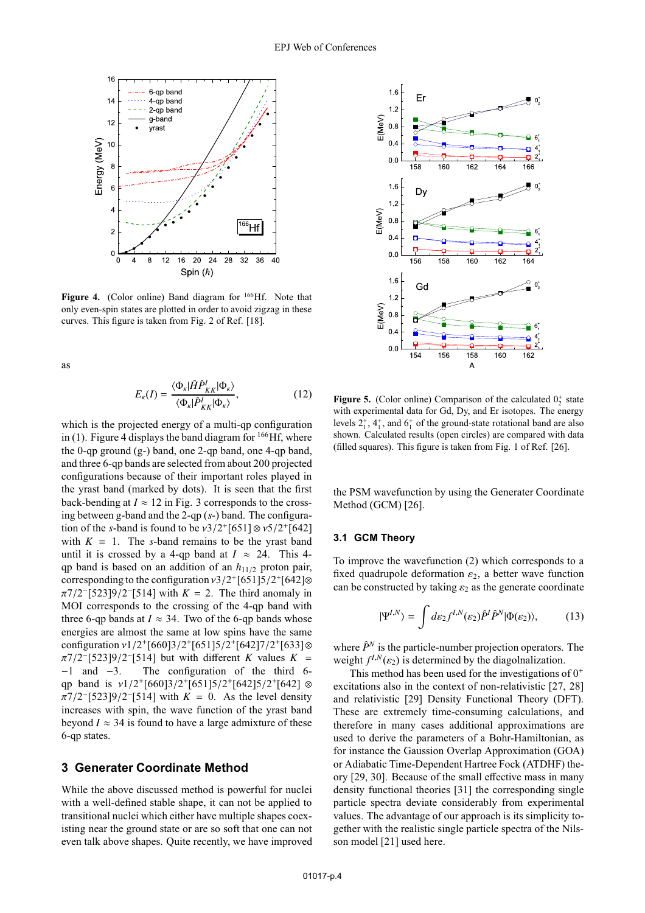**Figure 4.** (Color online) Band diagram for $^{166}$Hf. Note that only even-spin states are plotted in order to avoid zigzag in these curves. This figure is taken from Fig. 2 of Ref. [18].

as

$$E_\kappa(I) = \frac{\langle \Phi_\kappa | \hat{H} \hat{P}^I_{KK} | \Phi_\kappa \rangle}{\langle \Phi_\kappa | \hat{P}^I_{KK} | \Phi_\kappa \rangle}, \tag{12}$$

which is the projected energy of a multi-qp configuration in (1). Figure 4 displays the band diagram for $^{166}$Hf, where the 0-qp ground (g-) band, one 2-qp band, one 4-qp band, and three 6-qp bands are selected from about 200 projected configurations because of their important roles played in the yrast band (marked by dots). It is seen that the first back-bending at $I \approx 12$ in Fig. 3 corresponds to the crossing between g-band and the 2-qp ($s$-) band. The configuration of the $s$-band is found to be $\nu 3/2^+[651] \otimes \nu 5/2^+[642]$ with $K = 1$. The $s$-band remains to be the yrast band until it is crossed by a 4-qp band at $I \approx 24$. This 4-qp band is based on an addition of an $h_{11/2}$ proton pair, corresponding to the configuration $\nu 3/2^+[651]5/2^+[642] \otimes \pi 7/2^-[523]9/2^-[514]$ with $K = 2$. The third anomaly in MOI corresponds to the crossing of the 4-qp band with three 6-qp bands at $I \approx 34$. Two of the 6-qp bands whose energies are almost the same at low spins have the same configuration $\nu 1/2^+[660]3/2^+[651]5/2^+[642]7/2^+[633] \otimes \pi 7/2^-[523]9/2^-[514]$ but with different $K$ values $K = -1$ and $-3$. The configuration of the third 6-qp band is $\nu 1/2^+[660]3/2^+[651]5/2^+[642]5/2^+[642] \otimes \pi 7/2^-[523]9/2^-[514]$ with $K = 0$. As the level density increases with spin, the wave function of the yrast band beyond $I \approx 34$ is found to have a large admixture of these 6-qp states.

## 3 Generater Coordinate Method

While the above discussed method is powerful for nuclei with a well-defined stable shape, it can not be applied to transitional nuclei which either have multiple shapes coexisting near the ground state or are so soft that one can not even talk above shapes. Quite recently, we have improved the PSM wavefunction by using the Generater Coordinate Method (GCM) [26].

**Figure 5.** (Color online) Comparison of the calculated $0^+_2$ state with experimental data for Gd, Dy, and Er isotopes. The energy levels $2^+_1$, $4^+_1$, and $6^+_1$ of the ground-state rotational band are also shown. Calculated results (open circles) are compared with data (filled squares). This figure is taken from Fig. 1 of Ref. [26].

### 3.1 GCM Theory

To improve the wavefunction (2) which corresponds to a fixed quadrupole deformation $\varepsilon_2$, a better wave function can be constructed by taking $\varepsilon_2$ as the generate coordinate

$$|\Psi^{I,N}\rangle = \int d\varepsilon_2 f^{I,N}(\varepsilon_2) \hat{P}^I \hat{P}^N |\Phi(\varepsilon_2)\rangle, \tag{13}$$

where $\hat{P}^N$ is the particle-number projection operators. The weight $f^{I,N}(\varepsilon_2)$ is determined by the diagolnalization.

This method has been used for the investigations of $0^+$ excitations also in the context of non-relativistic [27, 28] and relativistic [29] Density Functional Theory (DFT). These are extremely time-consuming calculations, and therefore in many cases additional approximations are used to derive the parameters of a Bohr-Hamiltonian, as for instance the Gaussion Overlap Approximation (GOA) or Adiabatic Time-Dependent Hartree Fock (ATDHF) theory [29, 30]. Because of the small effective mass in many density functional theories [31] the corresponding single particle spectra deviate considerably from experimental values. The advantage of our approach is its simplicity together with the realistic single particle spectra of the Nilsson model [21] used here.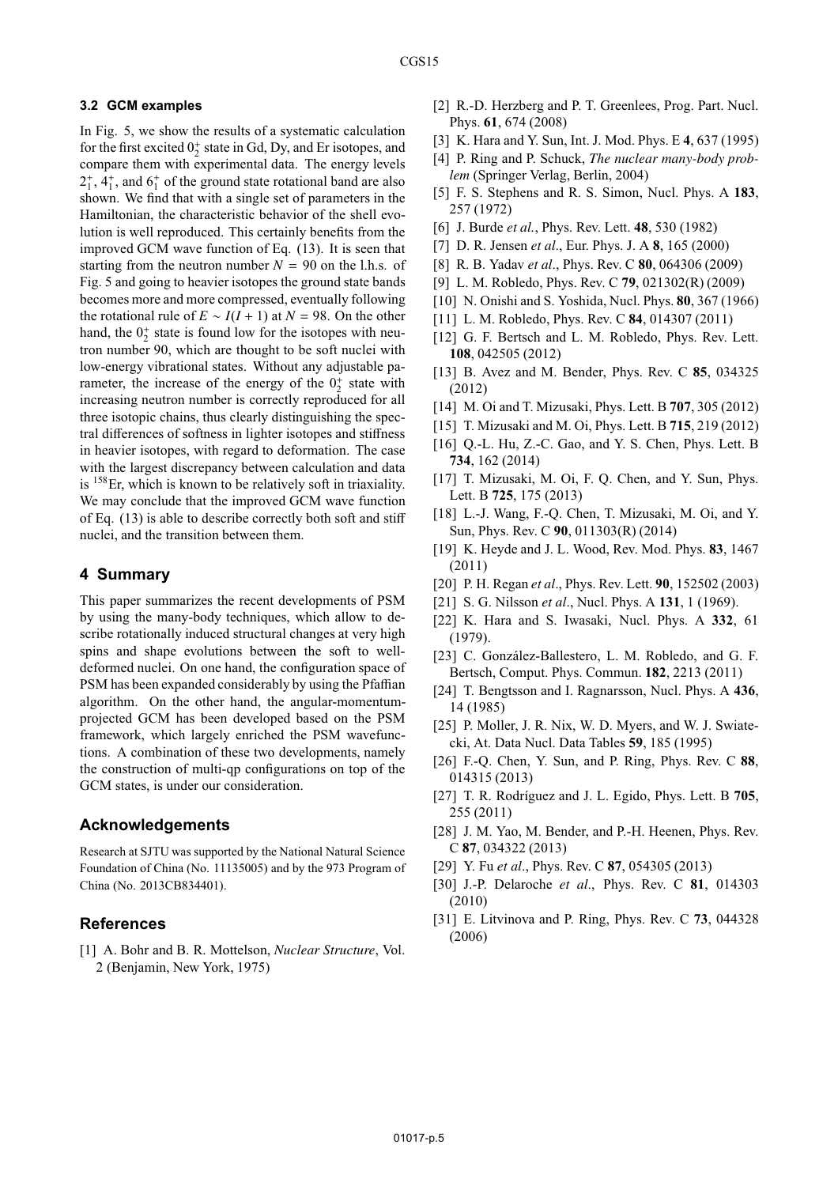### 3.2 GCM examples

In Fig. 5, we show the results of a systematic calculation for the first excited $0_2^+$ state in Gd, Dy, and Er isotopes, and compare them with experimental data. The energy levels $2_1^+$, $4_1^+$, and $6_1^+$ of the ground state rotational band are also shown. We find that with a single set of parameters in the Hamiltonian, the characteristic behavior of the shell evolution is well reproduced. This certainly benefits from the improved GCM wave function of Eq. (13). It is seen that starting from the neutron number $N = 90$ on the l.h.s. of Fig. 5 and going to heavier isotopes the ground state bands becomes more and more compressed, eventually following the rotational rule of $E \sim I(I + 1)$ at $N = 98$. On the other hand, the $0_2^+$ state is found low for the isotopes with neutron number 90, which are thought to be soft nuclei with low-energy vibrational states. Without any adjustable parameter, the increase of the energy of the $0_2^+$ state with increasing neutron number is correctly reproduced for all three isotopic chains, thus clearly distinguishing the spectral differences of softness in lighter isotopes and stiffness in heavier isotopes, with regard to deformation. The case with the largest discrepancy between calculation and data is $^{158}$Er, which is known to be relatively soft in triaxiality. We may conclude that the improved GCM wave function of Eq. (13) is able to describe correctly both soft and stiff nuclei, and the transition between them.

## 4 Summary

This paper summarizes the recent developments of PSM by using the many-body techniques, which allow to describe rotationally induced structural changes at very high spins and shape evolutions between the soft to well-deformed nuclei. On one hand, the configuration space of PSM has been expanded considerably by using the Pfaffian algorithm. On the other hand, the angular-momentum-projected GCM has been developed based on the PSM framework, which largely enriched the PSM wavefunctions. A combination of these two developments, namely the construction of multi-qp configurations on top of the GCM states, is under our consideration.

## Acknowledgements

Research at SJTU was supported by the National Natural Science Foundation of China (No. 11135005) and by the 973 Program of China (No. 2013CB834401).

## References

[1] A. Bohr and B. R. Mottelson, *Nuclear Structure*, Vol. 2 (Benjamin, New York, 1975)

[2] R.-D. Herzberg and P. T. Greenlees, Prog. Part. Nucl. Phys. **61**, 674 (2008)

[3] K. Hara and Y. Sun, Int. J. Mod. Phys. E **4**, 637 (1995)

[4] P. Ring and P. Schuck, *The nuclear many-body problem* (Springer Verlag, Berlin, 2004)

[5] F. S. Stephens and R. S. Simon, Nucl. Phys. A **183**, 257 (1972)

[6] J. Burde *et al.*, Phys. Rev. Lett. **48**, 530 (1982)

[7] D. R. Jensen *et al*., Eur. Phys. J. A **8**, 165 (2000)

[8] R. B. Yadav *et al*., Phys. Rev. C **80**, 064306 (2009)

[9] L. M. Robledo, Phys. Rev. C **79**, 021302(R) (2009)

[10] N. Onishi and S. Yoshida, Nucl. Phys. **80**, 367 (1966)

[11] L. M. Robledo, Phys. Rev. C **84**, 014307 (2011)

[12] G. F. Bertsch and L. M. Robledo, Phys. Rev. Lett. **108**, 042505 (2012)

[13] B. Avez and M. Bender, Phys. Rev. C **85**, 034325 (2012)

[14] M. Oi and T. Mizusaki, Phys. Lett. B **707**, 305 (2012)

[15] T. Mizusaki and M. Oi, Phys. Lett. B **715**, 219 (2012)

[16] Q.-L. Hu, Z.-C. Gao, and Y. S. Chen, Phys. Lett. B **734**, 162 (2014)

[17] T. Mizusaki, M. Oi, F. Q. Chen, and Y. Sun, Phys. Lett. B **725**, 175 (2013)

[18] L.-J. Wang, F.-Q. Chen, T. Mizusaki, M. Oi, and Y. Sun, Phys. Rev. C **90**, 011303(R) (2014)

[19] K. Heyde and J. L. Wood, Rev. Mod. Phys. **83**, 1467 (2011)

[20] P. H. Regan *et al*., Phys. Rev. Lett. **90**, 152502 (2003)

[21] S. G. Nilsson *et al*., Nucl. Phys. A **131**, 1 (1969).

[22] K. Hara and S. Iwasaki, Nucl. Phys. A **332**, 61 (1979).

[23] C. González-Ballestero, L. M. Robledo, and G. F. Bertsch, Comput. Phys. Commun. **182**, 2213 (2011)

[24] T. Bengtsson and I. Ragnarsson, Nucl. Phys. A **436**, 14 (1985)

[25] P. Moller, J. R. Nix, W. D. Myers, and W. J. Swiatecki, At. Data Nucl. Data Tables **59**, 185 (1995)

[26] F.-Q. Chen, Y. Sun, and P. Ring, Phys. Rev. C **88**, 014315 (2013)

[27] T. R. Rodríguez and J. L. Egido, Phys. Lett. B **705**, 255 (2011)

[28] J. M. Yao, M. Bender, and P.-H. Heenen, Phys. Rev. C **87**, 034322 (2013)

[29] Y. Fu *et al*., Phys. Rev. C **87**, 054305 (2013)

[30] J.-P. Delaroche *et al*., Phys. Rev. C **81**, 014303 (2010)

[31] E. Litvinova and P. Ring, Phys. Rev. C **73**, 044328 (2006)